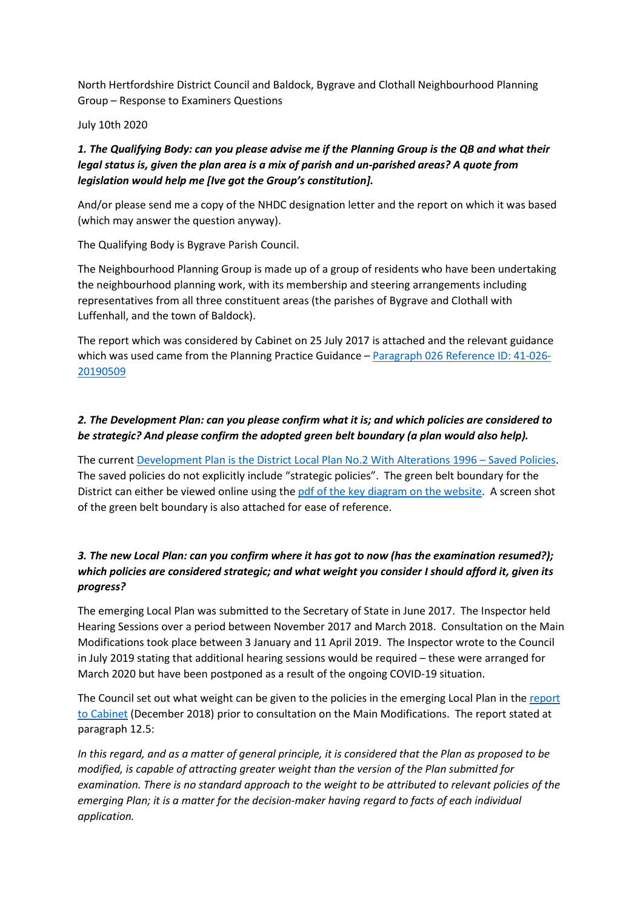North Hertfordshire District Council and Baldock, Bygrave and Clothall Neighbourhood Planning Group – Response to Examiners Questions

July 10th 2020

***1. The Qualifying Body: can you please advise me if the Planning Group is the QB and what their legal status is, given the plan area is a mix of parish and un-parished areas? A quote from legislation would help me [Ive got the Group's constitution].***

And/or please send me a copy of the NHDC designation letter and the report on which it was based (which may answer the question anyway).

The Qualifying Body is Bygrave Parish Council.

The Neighbourhood Planning Group is made up of a group of residents who have been undertaking the neighbourhood planning work, with its membership and steering arrangements including representatives from all three constituent areas (the parishes of Bygrave and Clothall with Luffenhall, and the town of Baldock).

The report which was considered by Cabinet on 25 July 2017 is attached and the relevant guidance which was used came from the Planning Practice Guidance – Paragraph 026 Reference ID: 41-026-20190509

***2. The Development Plan: can you please confirm what it is; and which policies are considered to be strategic? And please confirm the adopted green belt boundary (a plan would also help).***

The current Development Plan is the District Local Plan No.2 With Alterations 1996 – Saved Policies. The saved policies do not explicitly include "strategic policies". The green belt boundary for the District can either be viewed online using the pdf of the key diagram on the website. A screen shot of the green belt boundary is also attached for ease of reference.

***3. The new Local Plan: can you confirm where it has got to now (has the examination resumed?); which policies are considered strategic; and what weight you consider I should afford it, given its progress?***

The emerging Local Plan was submitted to the Secretary of State in June 2017. The Inspector held Hearing Sessions over a period between November 2017 and March 2018. Consultation on the Main Modifications took place between 3 January and 11 April 2019. The Inspector wrote to the Council in July 2019 stating that additional hearing sessions would be required – these were arranged for March 2020 but have been postponed as a result of the ongoing COVID-19 situation.

The Council set out what weight can be given to the policies in the emerging Local Plan in the report to Cabinet (December 2018) prior to consultation on the Main Modifications. The report stated at paragraph 12.5:

*In this regard, and as a matter of general principle, it is considered that the Plan as proposed to be modified, is capable of attracting greater weight than the version of the Plan submitted for examination. There is no standard approach to the weight to be attributed to relevant policies of the emerging Plan; it is a matter for the decision-maker having regard to facts of each individual application.*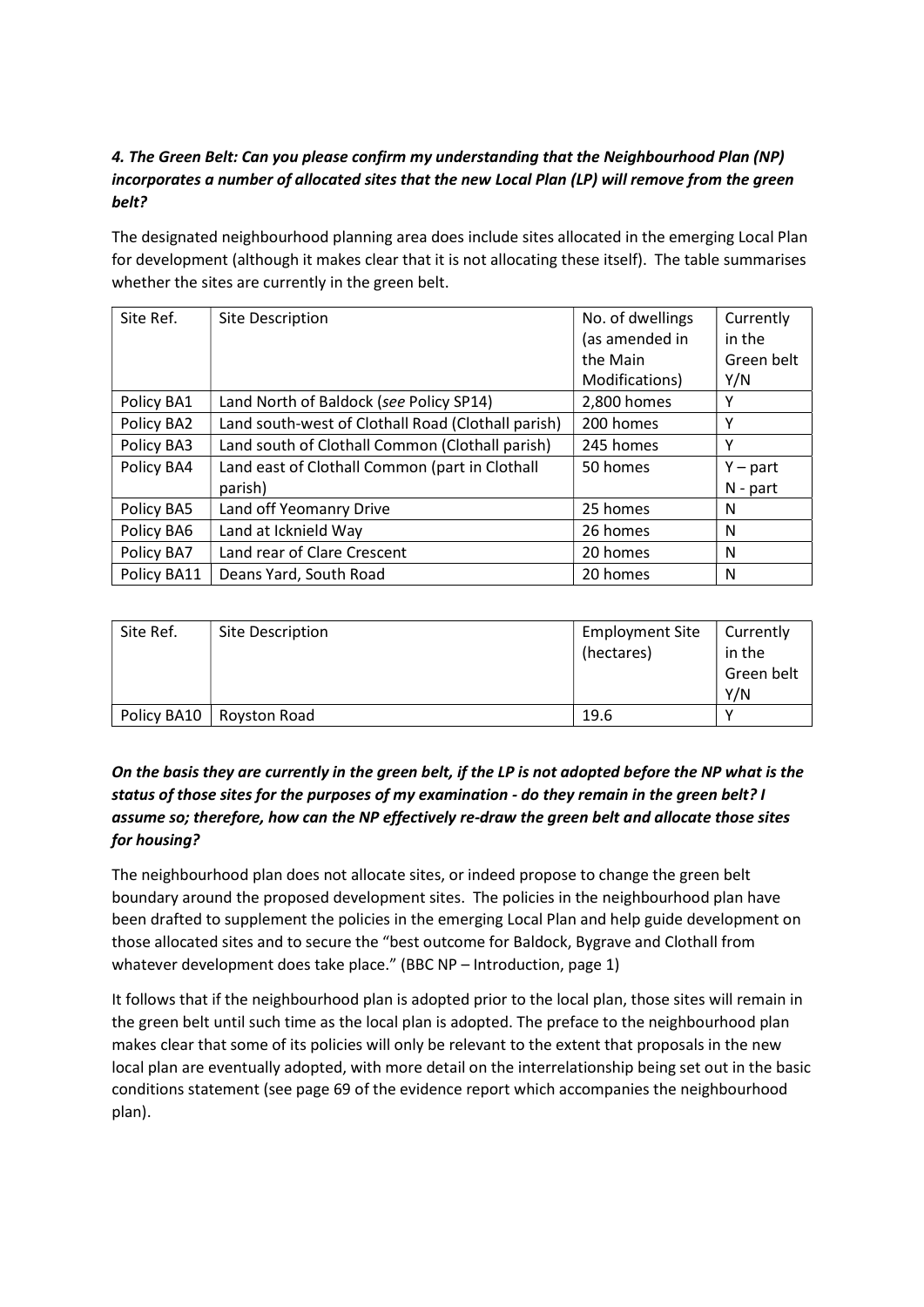***4. The Green Belt: Can you please confirm my understanding that the Neighbourhood Plan (NP) incorporates a number of allocated sites that the new Local Plan (LP) will remove from the green belt?***

The designated neighbourhood planning area does include sites allocated in the emerging Local Plan for development (although it makes clear that it is not allocating these itself). The table summarises whether the sites are currently in the green belt.

| Site Ref. | Site Description | No. of dwellings (as amended in the Main Modifications) | Currently in the Green belt Y/N |
|---|---|---|---|
| Policy BA1 | Land North of Baldock (*see* Policy SP14) | 2,800 homes | Y |
| Policy BA2 | Land south-west of Clothall Road (Clothall parish) | 200 homes | Y |
| Policy BA3 | Land south of Clothall Common (Clothall parish) | 245 homes | Y |
| Policy BA4 | Land east of Clothall Common (part in Clothall parish) | 50 homes | Y – part<br>N - part |
| Policy BA5 | Land off Yeomanry Drive | 25 homes | N |
| Policy BA6 | Land at Icknield Way | 26 homes | N |
| Policy BA7 | Land rear of Clare Crescent | 20 homes | N |
| Policy BA11 | Deans Yard, South Road | 20 homes | N |

| Site Ref. | Site Description | Employment Site (hectares) | Currently in the Green belt Y/N |
|---|---|---|---|
| Policy BA10 | Royston Road | 19.6 | Y |

***On the basis they are currently in the green belt, if the LP is not adopted before the NP what is the status of those sites for the purposes of my examination - do they remain in the green belt? I assume so; therefore, how can the NP effectively re-draw the green belt and allocate those sites for housing?***

The neighbourhood plan does not allocate sites, or indeed propose to change the green belt boundary around the proposed development sites. The policies in the neighbourhood plan have been drafted to supplement the policies in the emerging Local Plan and help guide development on those allocated sites and to secure the "best outcome for Baldock, Bygrave and Clothall from whatever development does take place." (BBC NP – Introduction, page 1)

It follows that if the neighbourhood plan is adopted prior to the local plan, those sites will remain in the green belt until such time as the local plan is adopted. The preface to the neighbourhood plan makes clear that some of its policies will only be relevant to the extent that proposals in the new local plan are eventually adopted, with more detail on the interrelationship being set out in the basic conditions statement (see page 69 of the evidence report which accompanies the neighbourhood plan).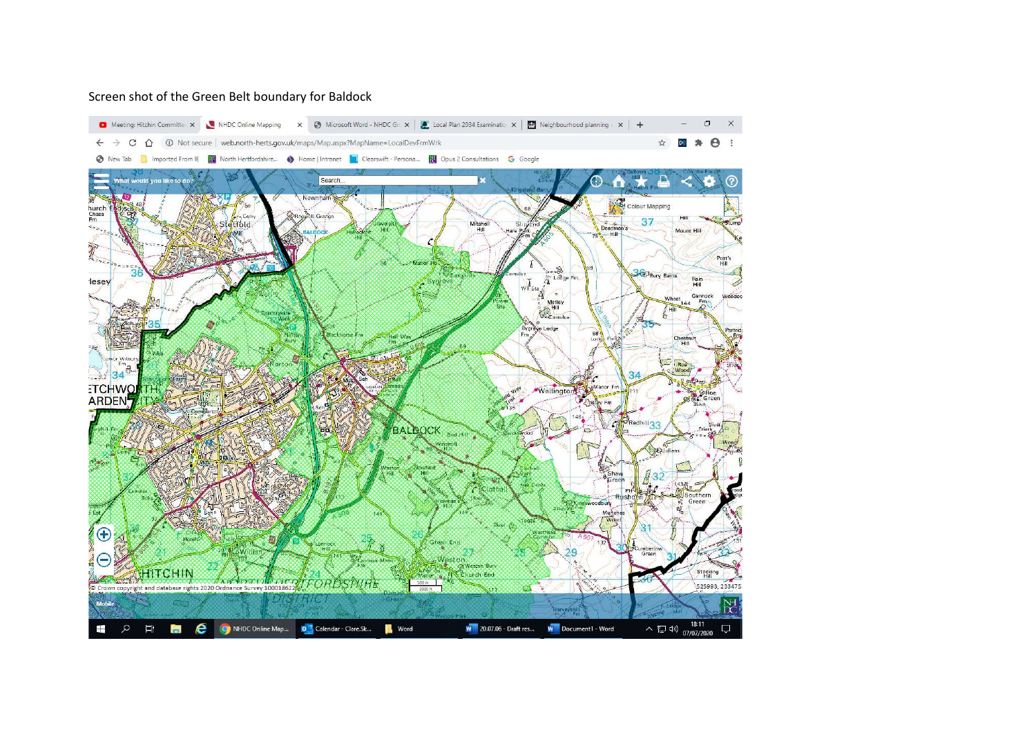Screen shot of the Green Belt boundary for Baldock